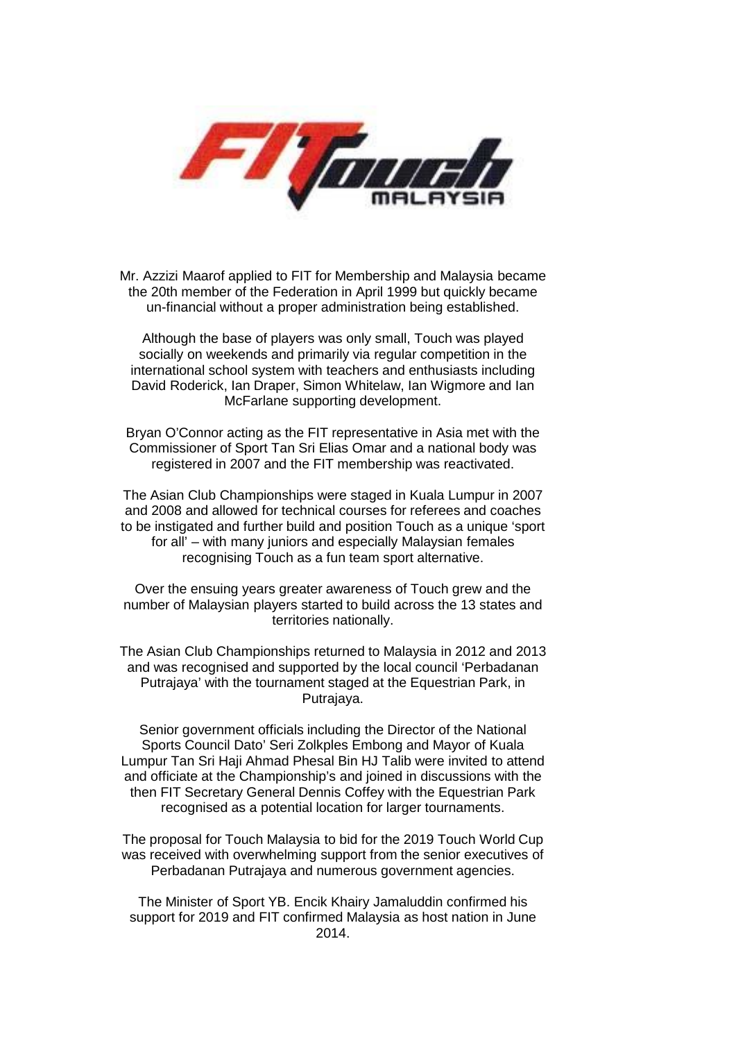Mr. Azzizi Maarof applied to FIT for Membership and Malaysia became the 20th member of the Federation in April 1999 but quickly became un-financial without a proper administration being established.

Although the base of players was only small, Touch was played socially on weekends and primarily via regular competition in the international school system with teachers and enthusiasts including David Roderick, Ian Draper, Simon Whitelaw, Ian Wigmore and Ian McFarlane supporting development.

Bryan O'Connor acting as the FIT representative in Asia met with the Commissioner of Sport Tan Sri Elias Omar and a national body was registered in 2007 and the FIT membership was reactivated.

The Asian Club Championships were staged in Kuala Lumpur in 2007 and 2008 and allowed for technical courses for referees and coaches to be instigated and further build and position Touch as a unique 'sport for all' – with many juniors and especially Malaysian females recognising Touch as a fun team sport alternative.

Over the ensuing years greater awareness of Touch grew and the number of Malaysian players started to build across the 13 states and territories nationally.

The Asian Club Championships returned to Malaysia in 2012 and 2013 and was recognised and supported by the local council 'Perbadanan Putrajaya' with the tournament staged at the Equestrian Park, in Putrajaya.

Senior government officials including the Director of the National Sports Council Dato' Seri Zolkples Embong and Mayor of Kuala Lumpur Tan Sri Haji Ahmad Phesal Bin HJ Talib were invited to attend and officiate at the Championship's and joined in discussions with the then FIT Secretary General Dennis Coffey with the Equestrian Park recognised as a potential location for larger tournaments.

The proposal for Touch Malaysia to bid for the 2019 Touch World Cup was received with overwhelming support from the senior executives of Perbadanan Putrajaya and numerous government agencies.

The Minister of Sport YB. Encik Khairy Jamaluddin confirmed his support for 2019 and FIT confirmed Malaysia as host nation in June 2014.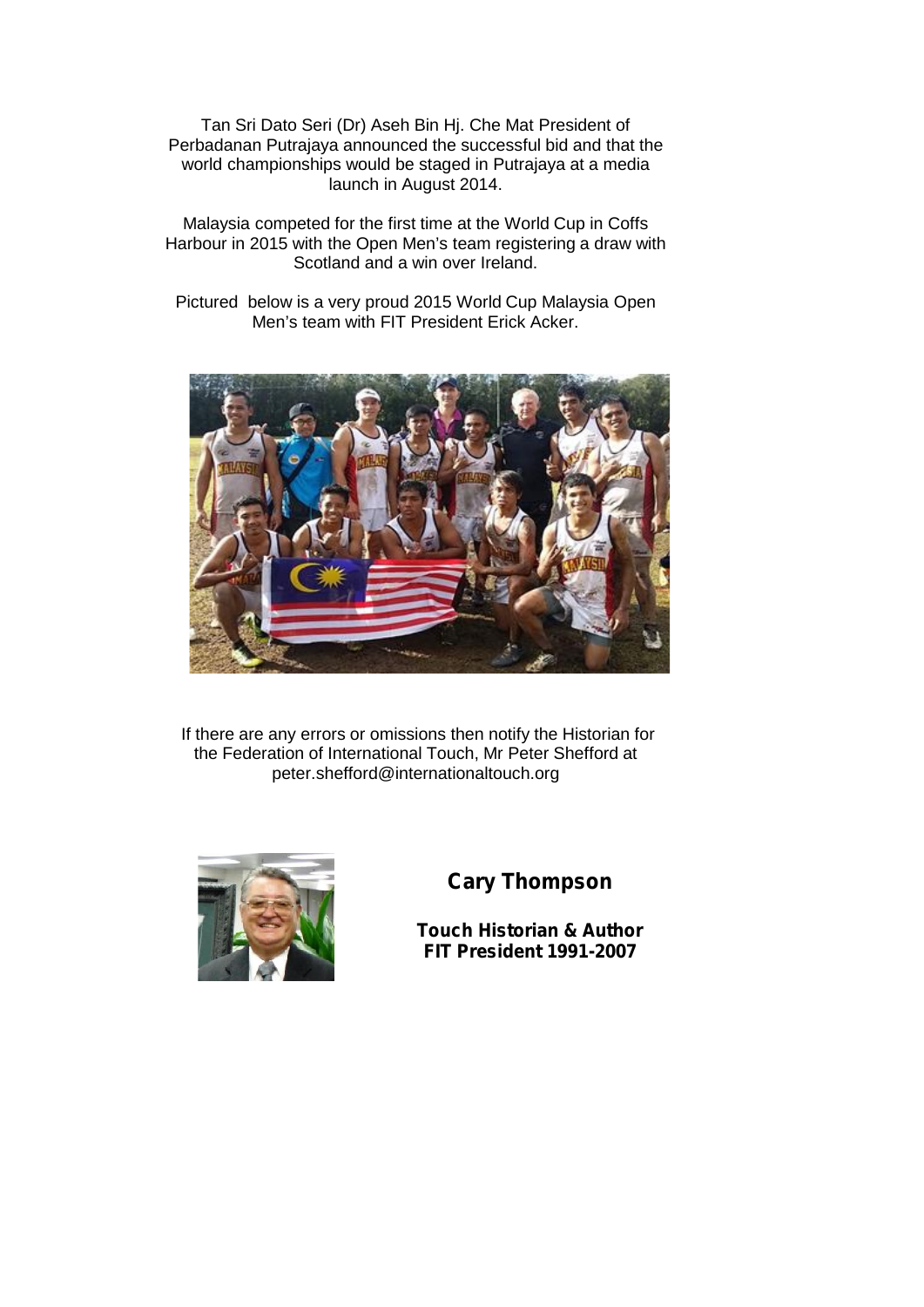Tan Sri Dato Seri (Dr) Aseh Bin Hj. Che Mat President of Perbadanan Putrajaya announced the successful bid and that the world championships would be staged in Putrajaya at a media launch in August 2014.

Malaysia competed for the first time at the World Cup in Coffs Harbour in 2015 with the Open Men's team registering a draw with Scotland and a win over Ireland.

Pictured below is a very proud 2015 World Cup Malaysia Open Men's team with FIT President Erick Acker.

If there are any errors or omissions then notify the Historian for the Federation of International Touch, Mr Peter Shefford at peter.shefford@internationaltouch.org

**Cary Thompson**

**Touch Historian & Author**
**FIT President 1991-2007**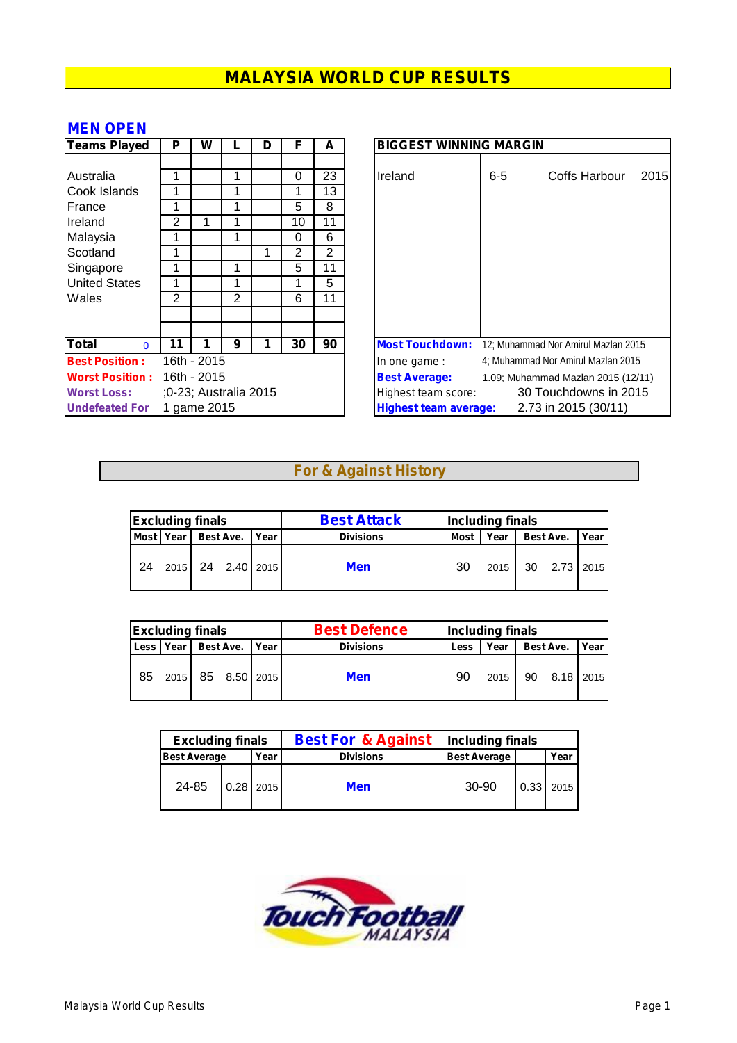# MALAYSIA WORLD CUP RESULTS

## MEN OPEN

| Teams Played | P | W | L | D | F | A |
|---|---|---|---|---|---|---|
| Australia | 1 | | 1 | | 0 | 23 |
| Cook Islands | 1 | | 1 | | 1 | 13 |
| France | 1 | | 1 | | 5 | 8 |
| Ireland | 2 | 1 | 1 | | 10 | 11 |
| Malaysia | 1 | | 1 | | 0 | 6 |
| Scotland | 1 | | | 1 | 2 | 2 |
| Singapore | 1 | | 1 | | 5 | 11 |
| United States | 1 | | 1 | | 1 | 5 |
| Wales | 2 | | 2 | | 6 | 11 |
| **Total** 0 | **11** | **1** | **9** | **1** | **30** | **90** |

**Best Position :** 16th - 2015
**Worst Position :** 16th - 2015
**Worst Loss:** ;0-23; Australia 2015
**Undefeated For** 1 game 2015

| BIGGEST WINNING MARGIN | | | |
|---|---|---|---|
| Ireland | 6-5 | Coffs Harbour | 2015 |

**Most Touchdown:** 12; Muhammad Nor Amirul Mazlan 2015
In one game : 4; Muhammad Nor Amirul Mazlan 2015
**Best Average:** 1.09; Muhammad Mazlan 2015 (12/11)
Highest team score: 30 Touchdowns in 2015
**Highest team average:** 2.73 in 2015 (30/11)

## For & Against History

| Excluding finals | | | | | Best Attack | Including finals | | | | |
|---|---|---|---|---|---|---|---|---|---|---|
| Most | Year | Best Ave. | | Year | Divisions | Most | Year | Best Ave. | | Year |
| 24 | 2015 | 24 | 2.40 | 2015 | **Men** | 30 | 2015 | 30 | 2.73 | 2015 |

| Excluding finals | | | | | Best Defence | Including finals | | | | |
|---|---|---|---|---|---|---|---|---|---|---|
| Less | Year | Best Ave. | | Year | Divisions | Less | Year | Best Ave. | | Year |
| 85 | 2015 | 85 | 8.50 | 2015 | **Men** | 90 | 2015 | 90 | 8.18 | 2015 |

| Excluding finals | | | Best For & Against | Including finals | | |
|---|---|---|---|---|---|---|
| Best Average | | Year | Divisions | Best Average | | Year |
| 24-85 | 0.28 | 2015 | **Men** | 30-90 | 0.33 | 2015 |

Touch Football MALAYSIA